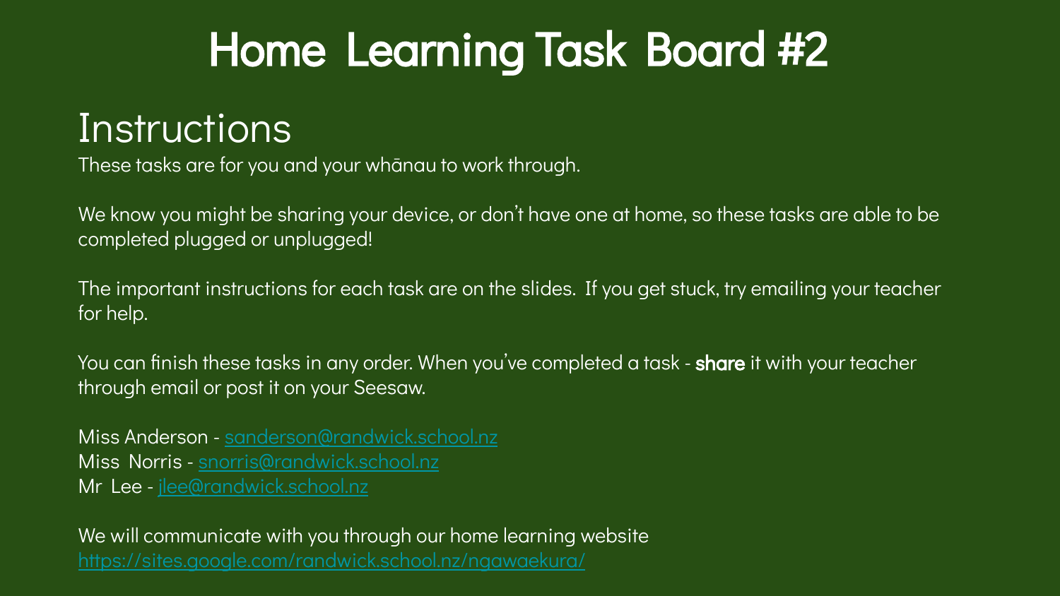# Home Learning Task Board #2

## Instructions

These tasks are for you and your whānau to work through.

We know you might be sharing your device, or don't have one at home, so these tasks are able to be completed plugged or unplugged!

The important instructions for each task are on the slides. If you get stuck, try emailing your teacher for help.

You can finish these tasks in any order. When you've completed a task - **share** it with your teacher through email or post it on your Seesaw.

Miss Anderson - sanderson@randwick.school.nz
Miss Norris - snorris@randwick.school.nz
Mr Lee - jlee@randwick.school.nz

We will communicate with you through our home learning website
https://sites.google.com/randwick.school.nz/ngawaekura/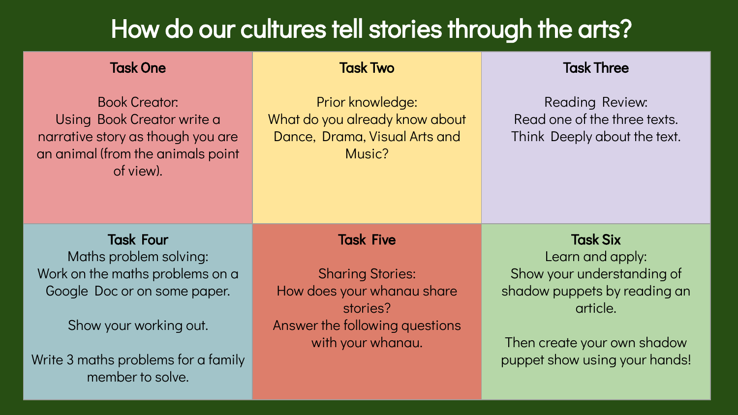# How do our cultures tell stories through the arts?

| Task One | Task Two | Task Three |
| --- | --- | --- |
| Book Creator: Using Book Creator write a narrative story as though you are an animal (from the animals point of view). | Prior knowledge: What do you already know about Dance, Drama, Visual Arts and Music? | Reading Review: Read one of the three texts. Think Deeply about the text. |
| **Task Four** | **Task Five** | **Task Six** |
| Maths problem solving: Work on the maths problems on a Google Doc or on some paper. Show your working out. Write 3 maths problems for a family member to solve. | Sharing Stories: How does your whanau share stories? Answer the following questions with your whanau. | Learn and apply: Show your understanding of shadow puppets by reading an article. Then create your own shadow puppet show using your hands! |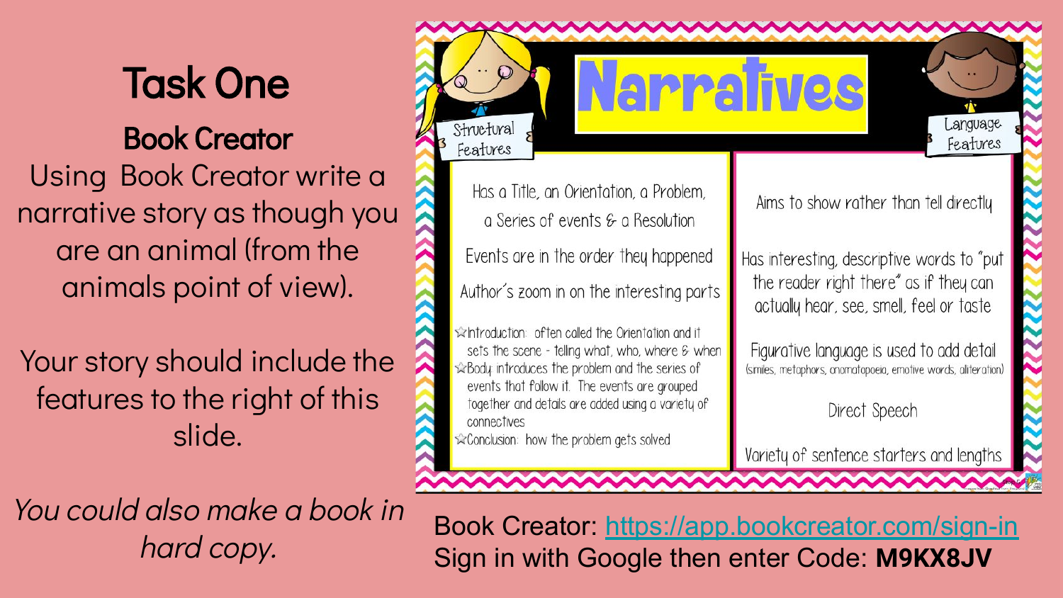# Task One

## Book Creator

Using Book Creator write a narrative story as though you are an animal (from the animals point of view).

Your story should include the features to the right of this slide.

*You could also make a book in hard copy.*

# Narratives

### Structural Features

Has a Title, an Orientation, a Problem, a Series of events & a Resolution

Events are in the order they happened

Author's zoom in on the interesting parts

- ☆Introduction: often called the Orientation and it sets the scene - telling what, who, where & when
- ☆Body: introduces the problem and the series of events that follow it. The events are grouped together and details are added using a variety of connectives
- ☆Conclusion: how the problem gets solved

### Language Features

Aims to show rather than tell directly

Has interesting, descriptive words to "put the reader right there" as if they can actually hear, see, smell, feel or taste

Figurative language is used to add detail (similes, metaphors, onomatopoeia, emotive words, aliteration)

Direct Speech

Variety of sentence starters and lengths

Book Creator: https://app.bookcreator.com/sign-in
Sign in with Google then enter Code: **M9KX8JV**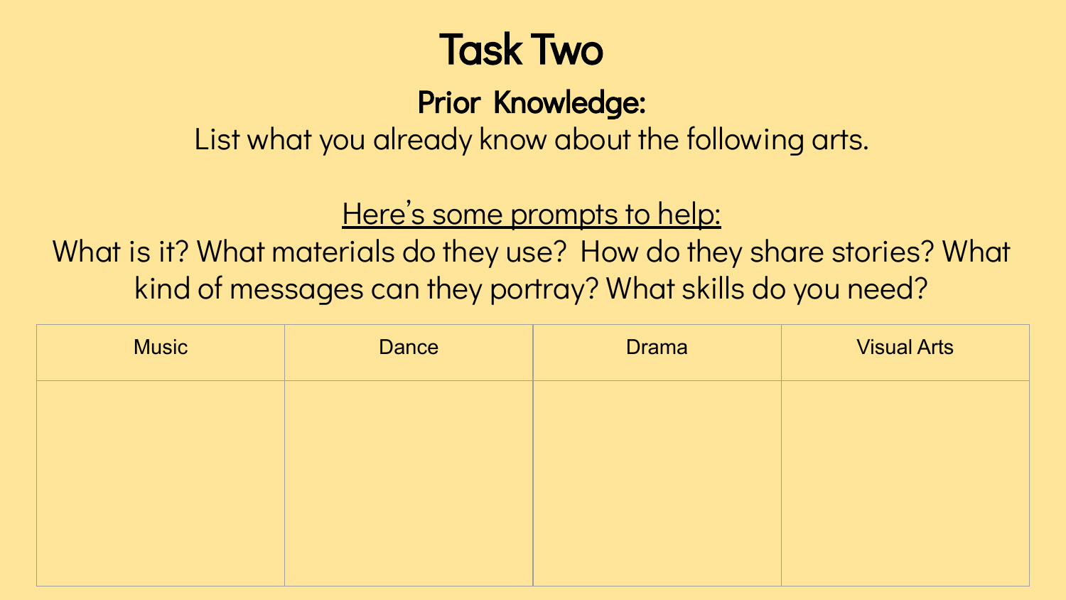# Task Two

## Prior Knowledge:

List what you already know about the following arts.

<u>Here's some prompts to help:</u>

What is it? What materials do they use? How do they share stories? What kind of messages can they portray? What skills do you need?

| Music | Dance | Drama | Visual Arts |
| --- | --- | --- | --- |
| | | | |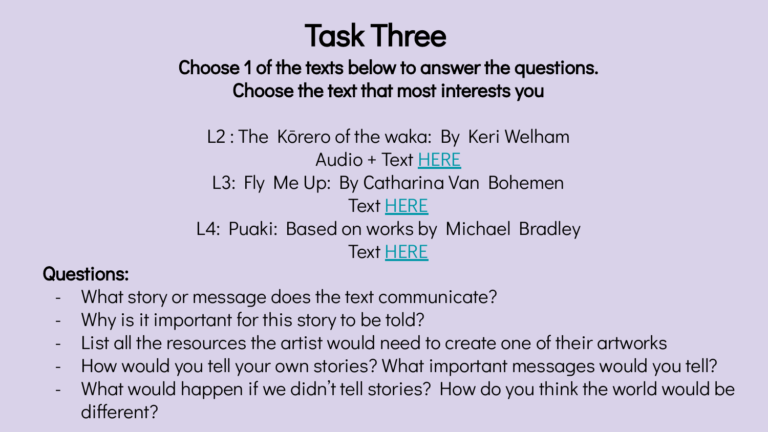# Task Three

**Choose 1 of the texts below to answer the questions.**
**Choose the text that most interests you**

L2 : The Kōrero of the waka: By Keri Welham
Audio + Text HERE

L3: Fly Me Up: By Catharina Van Bohemen
Text HERE

L4: Puaki: Based on works by Michael Bradley
Text HERE

**Questions:**

- What story or message does the text communicate?
- Why is it important for this story to be told?
- List all the resources the artist would need to create one of their artworks
- How would you tell your own stories? What important messages would you tell?
- What would happen if we didn't tell stories? How do you think the world would be different?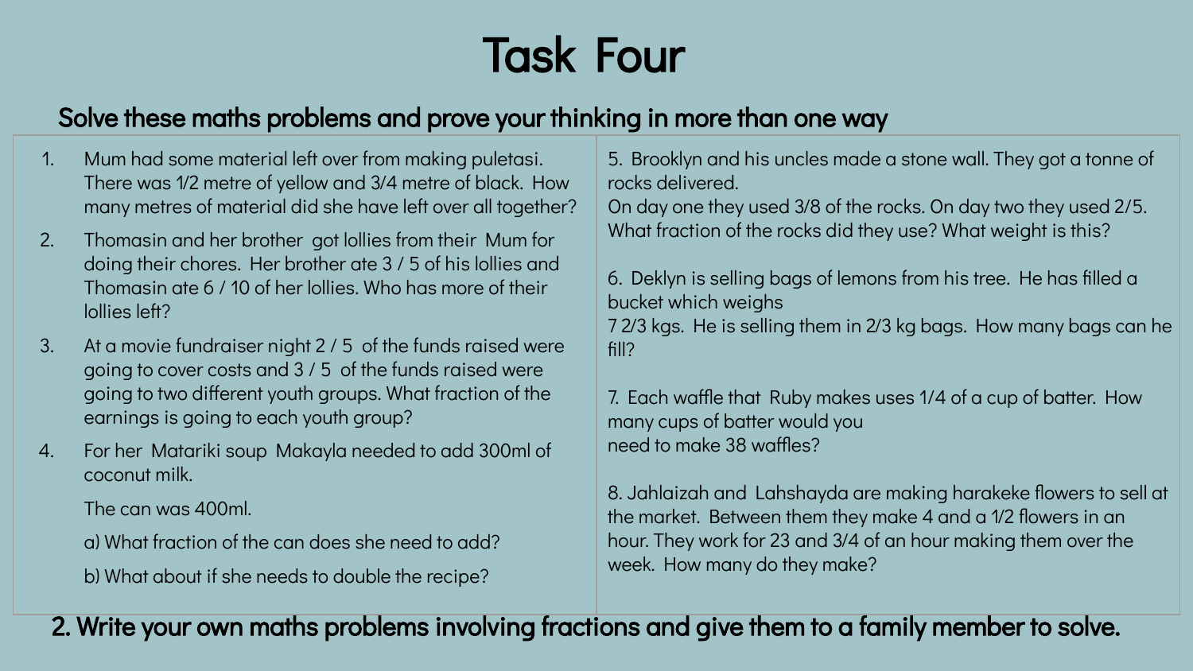# Task Four

## Solve these maths problems and prove your thinking in more than one way

1. Mum had some material left over from making puletasi. There was $1/2$ metre of yellow and $3/4$ metre of black. How many metres of material did she have left over all together?
2. Thomasin and her brother got lollies from their Mum for doing their chores. Her brother ate $3 / 5$ of his lollies and Thomasin ate $6 / 10$ of her lollies. Who has more of their lollies left?
3. At a movie fundraiser night $2 / 5$ of the funds raised were going to cover costs and $3 / 5$ of the funds raised were going to two different youth groups. What fraction of the earnings is going to each youth group?
4. For her Matariki soup Makayla needed to add 300ml of coconut milk.

   The can was 400ml.

   a) What fraction of the can does she need to add?

   b) What about if she needs to double the recipe?

5. Brooklyn and his uncles made a stone wall. They got a tonne of rocks delivered.
On day one they used $3/8$ of the rocks. On day two they used $2/5$. What fraction of the rocks did they use? What weight is this?

6. Deklyn is selling bags of lemons from his tree. He has filled a bucket which weighs
$7\ 2/3$ kgs. He is selling them in $2/3$ kg bags. How many bags can he fill?

7. Each waffle that Ruby makes uses $1/4$ of a cup of batter. How many cups of batter would you
need to make 38 waffles?

8. Jahlaizah and Lahshayda are making harakeke flowers to sell at the market. Between them they make 4 and a $1/2$ flowers in an hour. They work for 23 and $3/4$ of an hour making them over the week. How many do they make?

## 2. Write your own maths problems involving fractions and give them to a family member to solve.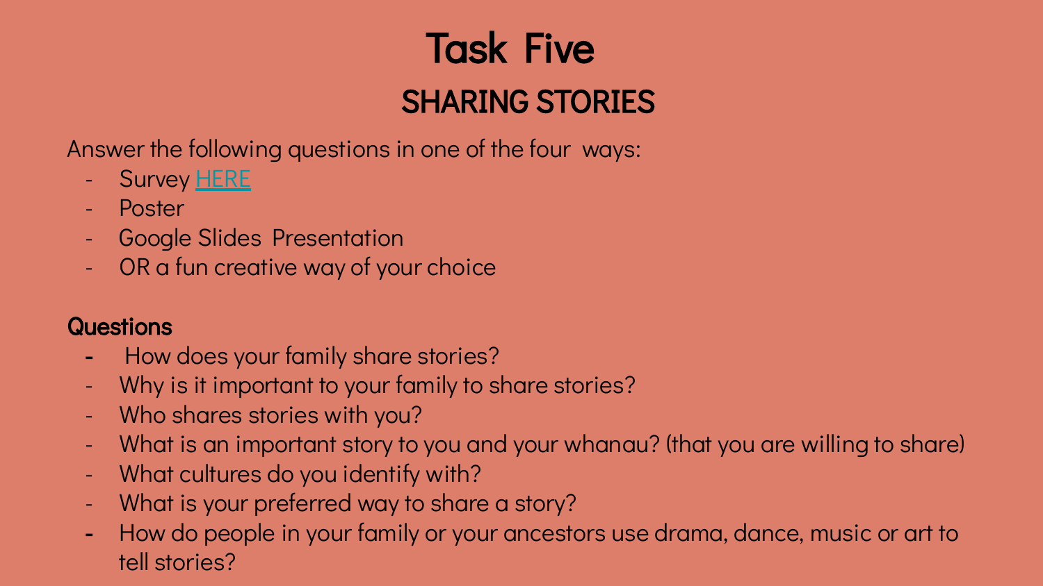# Task Five

## SHARING STORIES

Answer the following questions in one of the four ways:

- Survey [HERE]
- Poster
- Google Slides Presentation
- OR a fun creative way of your choice

**Questions**

- How does your family share stories?
- Why is it important to your family to share stories?
- Who shares stories with you?
- What is an important story to you and your whanau? (that you are willing to share)
- What cultures do you identify with?
- What is your preferred way to share a story?
- How do people in your family or your ancestors use drama, dance, music or art to tell stories?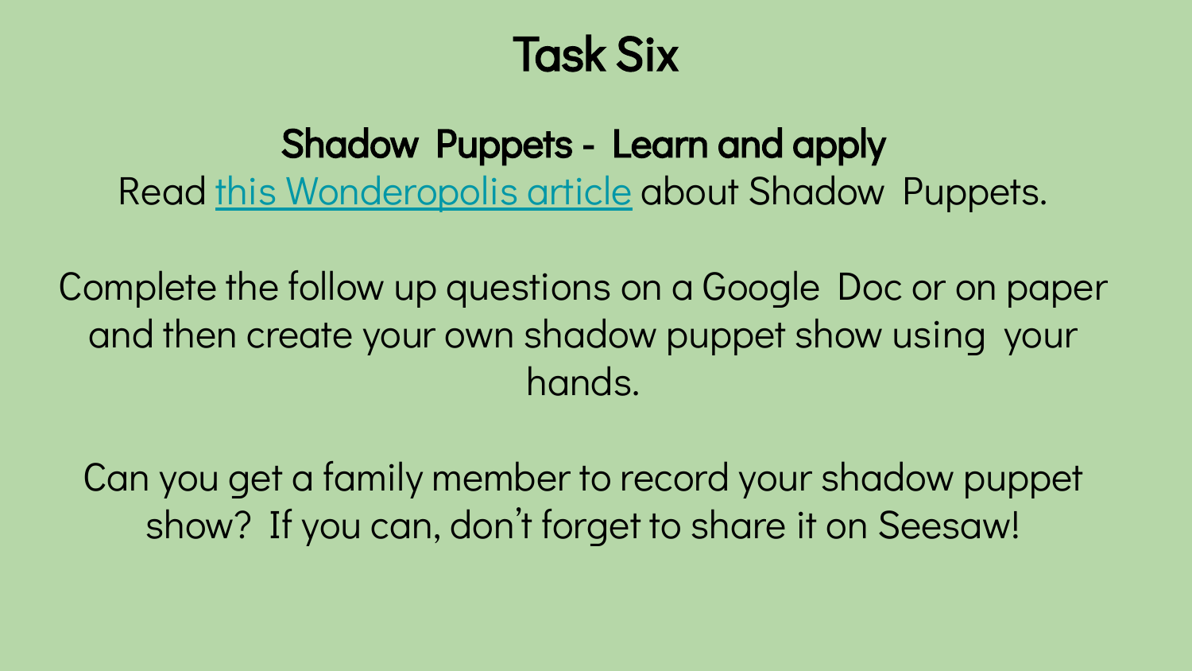# Task Six

**Shadow Puppets - Learn and apply**

Read this Wonderopolis article about Shadow Puppets.

Complete the follow up questions on a Google Doc or on paper and then create your own shadow puppet show using your hands.

Can you get a family member to record your shadow puppet show? If you can, don't forget to share it on Seesaw!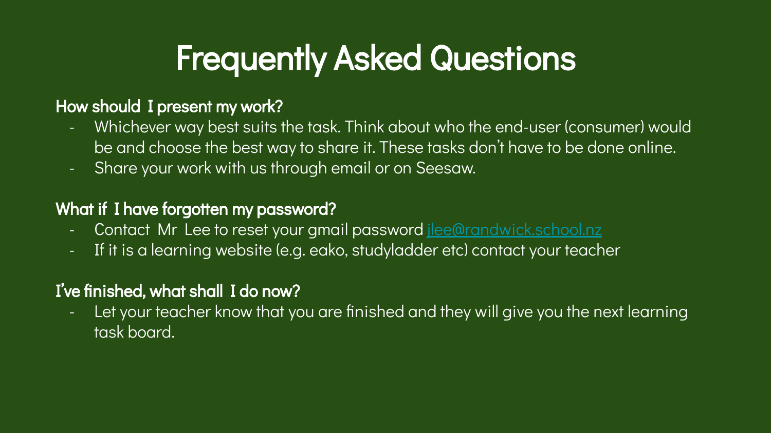# Frequently Asked Questions

## How should I present my work?

- Whichever way best suits the task. Think about who the end-user (consumer) would be and choose the best way to share it. These tasks don't have to be done online.
- Share your work with us through email or on Seesaw.

## What if I have forgotten my password?

- Contact Mr Lee to reset your gmail password jlee@randwick.school.nz
- If it is a learning website (e.g. eako, studyladder etc) contact your teacher

## I've finished, what shall I do now?

- Let your teacher know that you are finished and they will give you the next learning task board.